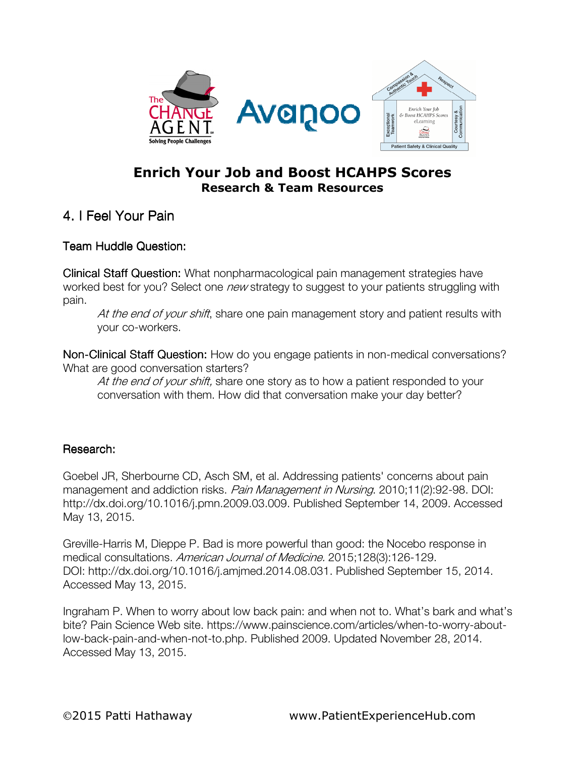# Enrich Your Job and Boost HCAHPS Scores

## Research & Team Resources

### 4. I Feel Your Pain

**Team Huddle Question:**

**Clinical Staff Question:** What nonpharmacological pain management strategies have worked best for you? Select one *new* strategy to suggest to your patients struggling with pain.

> *At the end of your shift*, share one pain management story and patient results with your co-workers.

**Non-Clinical Staff Question:** How do you engage patients in non-medical conversations? What are good conversation starters?

> *At the end of your shift,* share one story as to how a patient responded to your conversation with them. How did that conversation make your day better?

**Research:**

Goebel JR, Sherbourne CD, Asch SM, et al. Addressing patients' concerns about pain management and addiction risks. *Pain Management in Nursing*. 2010;11(2):92-98. DOI: http://dx.doi.org/10.1016/j.pmn.2009.03.009. Published September 14, 2009. Accessed May 13, 2015.

Greville-Harris M, Dieppe P. Bad is more powerful than good: the Nocebo response in medical consultations. *American Journal of Medicine.* 2015;128(3):126-129. DOI: http://dx.doi.org/10.1016/j.amjmed.2014.08.031. Published September 15, 2014. Accessed May 13, 2015.

Ingraham P. When to worry about low back pain: and when not to. What's bark and what's bite? Pain Science Web site. https://www.painscience.com/articles/when-to-worry-about-low-back-pain-and-when-not-to.php. Published 2009. Updated November 28, 2014. Accessed May 13, 2015.

©2015 Patti Hathaway www.PatientExperienceHub.com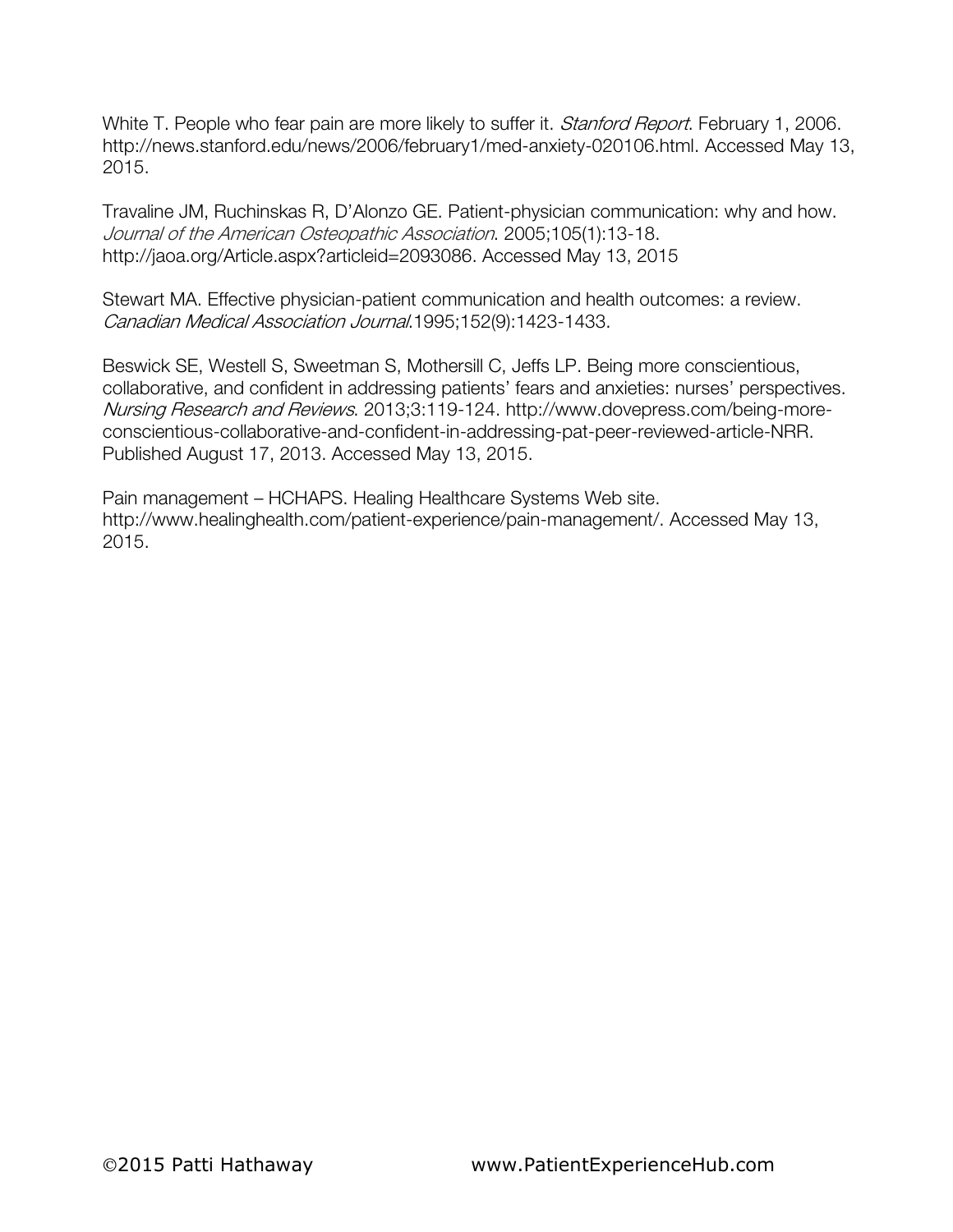White T. People who fear pain are more likely to suffer it. *Stanford Report*. February 1, 2006. http://news.stanford.edu/news/2006/february1/med-anxiety-020106.html. Accessed May 13, 2015.

Travaline JM, Ruchinskas R, D'Alonzo GE. Patient-physician communication: why and how. *Journal of the American Osteopathic Association*. 2005;105(1):13-18. http://jaoa.org/Article.aspx?articleid=2093086. Accessed May 13, 2015

Stewart MA. Effective physician-patient communication and health outcomes: a review. *Canadian Medical Association Journal*.1995;152(9):1423-1433.

Beswick SE, Westell S, Sweetman S, Mothersill C, Jeffs LP. Being more conscientious, collaborative, and confident in addressing patients' fears and anxieties: nurses' perspectives. *Nursing Research and Reviews*. 2013;3:119-124. http://www.dovepress.com/being-more-conscientious-collaborative-and-confident-in-addressing-pat-peer-reviewed-article-NRR. Published August 17, 2013. Accessed May 13, 2015.

Pain management – HCHAPS. Healing Healthcare Systems Web site. http://www.healinghealth.com/patient-experience/pain-management/. Accessed May 13, 2015.